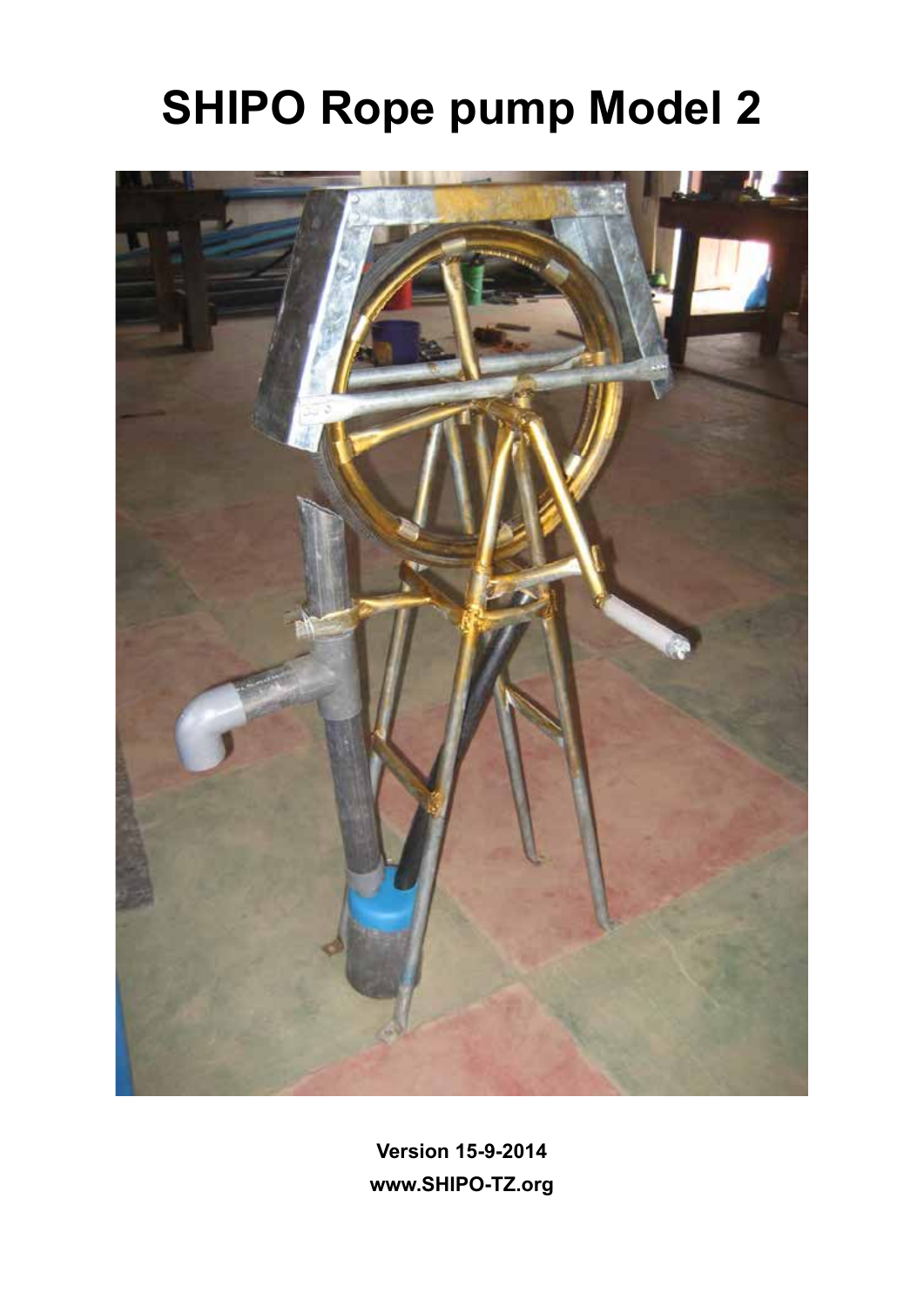# SHIPO Rope pump Model 2

**Version 15-9-2014**

**www.SHIPO-TZ.org**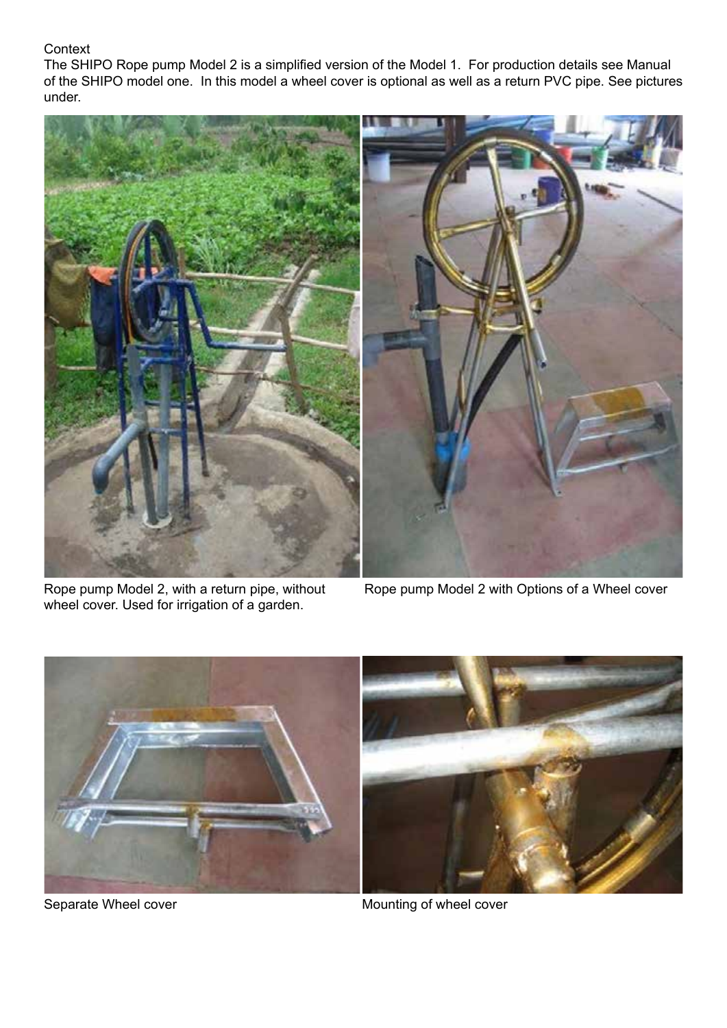Context

The SHIPO Rope pump Model 2 is a simplified version of the Model 1. For production details see Manual of the SHIPO model one. In this model a wheel cover is optional as well as a return PVC pipe. See pictures under.

Rope pump Model 2, with a return pipe, without wheel cover. Used for irrigation of a garden.

Rope pump Model 2 with Options of a Wheel cover

Separate Wheel cover

Mounting of wheel cover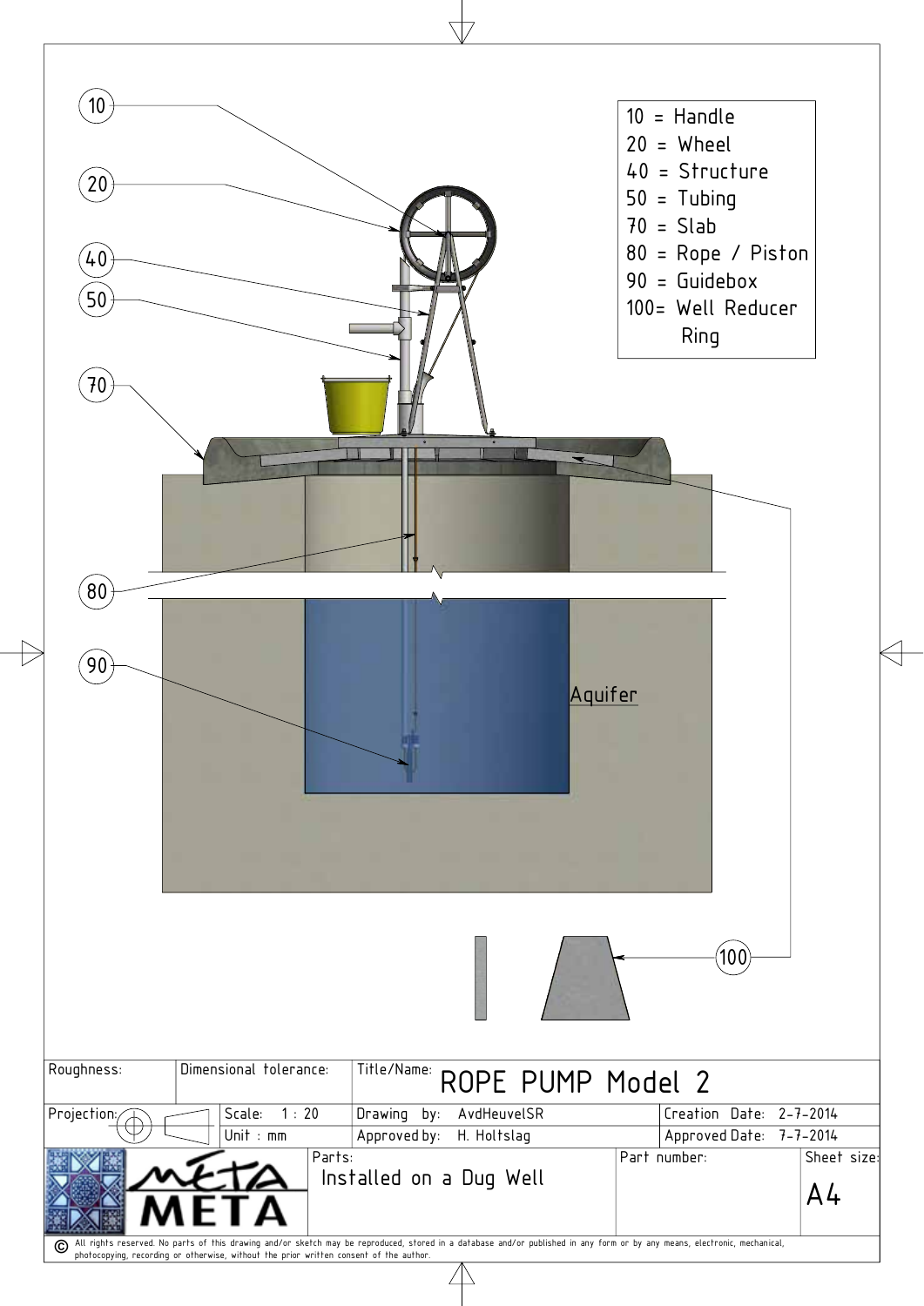| | |
|---|---|
| 10 | Handle |
| 20 | Wheel |
| 40 | Structure |
| 50 | Tubing |
| 70 | Slab |
| 80 | Rope / Piston |
| 90 | Guidebox |
| 100 | Well Reducer Ring |

Aquifer

| Roughness: | Dimensional tolerance: | Title/Name: ROPE PUMP Model 2 | |
|---|---|---|---|
| Projection: | Scale: 1 : 20 | Drawing by: AvdHeuvelSR | Creation Date: 2-7-2014 |
| | Unit : mm | Approved by: H. Holtslag | Approved Date: 7-7-2014 |
| META | Parts: Installed on a Dug Well | Part number: | Sheet size: A4 |

© All rights reserved. No parts of this drawing and/or sketch may be reproduced, stored in a database and/or published in any form or by any means, electronic, mechanical, photocopying, recording or otherwise, without the prior written consent of the author.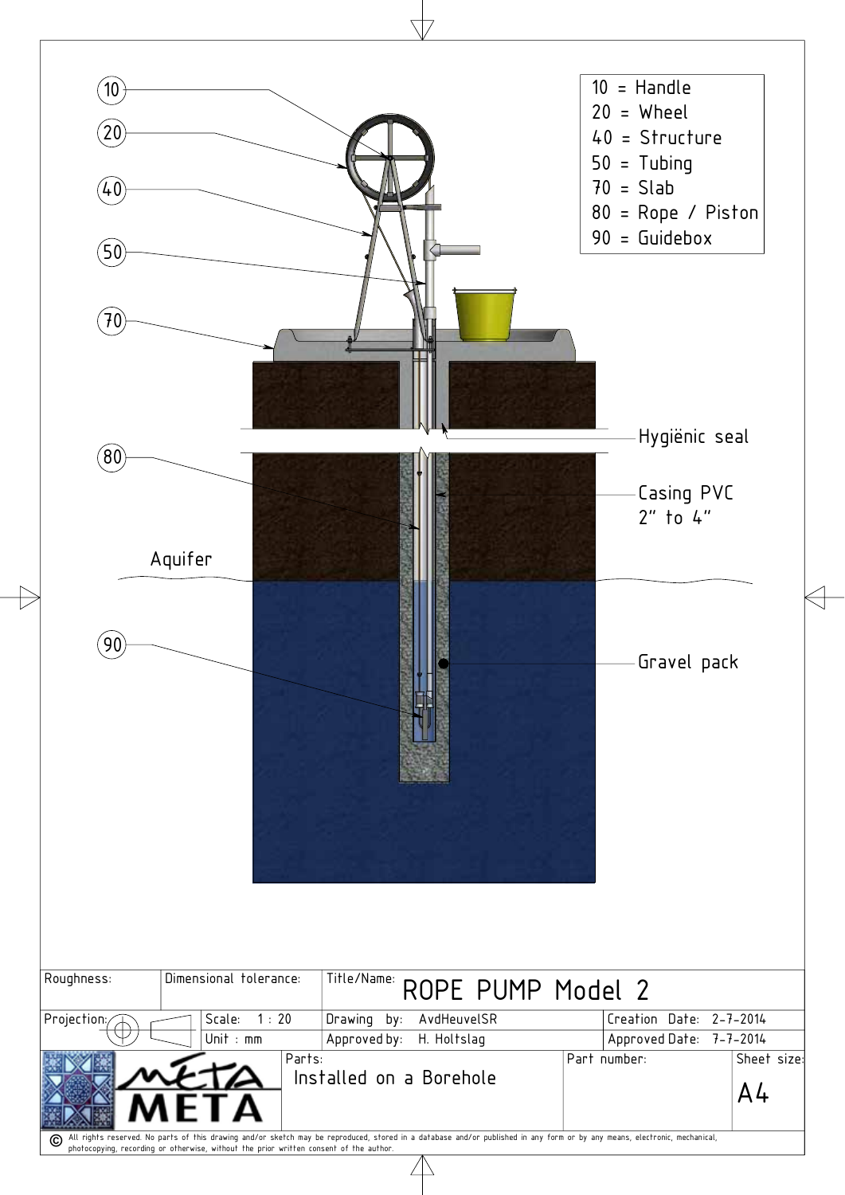| | |
|---|---|
| 10 | Handle |
| 20 | Wheel |
| 40 | Structure |
| 50 | Tubing |
| 70 | Slab |
| 80 | Rope / Piston |
| 90 | Guidebox |

Hygiënic seal

Casing PVC 2" to 4"

Aquifer

Gravel pack

| Roughness: | Dimensional tolerance: | Title/Name: ROPE PUMP Model 2 | |
|---|---|---|---|
| Projection: | Scale: 1 : 20 | Drawing by: AvdHeuvelSR | Creation Date: 2-7-2014 |
| | Unit : mm | Approved by: H. Holtslag | Approved Date: 7-7-2014 |
| META META | Parts: Installed on a Borehole | Part number: | Sheet size: A4 |

© All rights reserved. No parts of this drawing and/or sketch may be reproduced, stored in a database and/or published in any form or by any means, electronic, mechanical, photocopying, recording or otherwise, without the prior written consent of the author.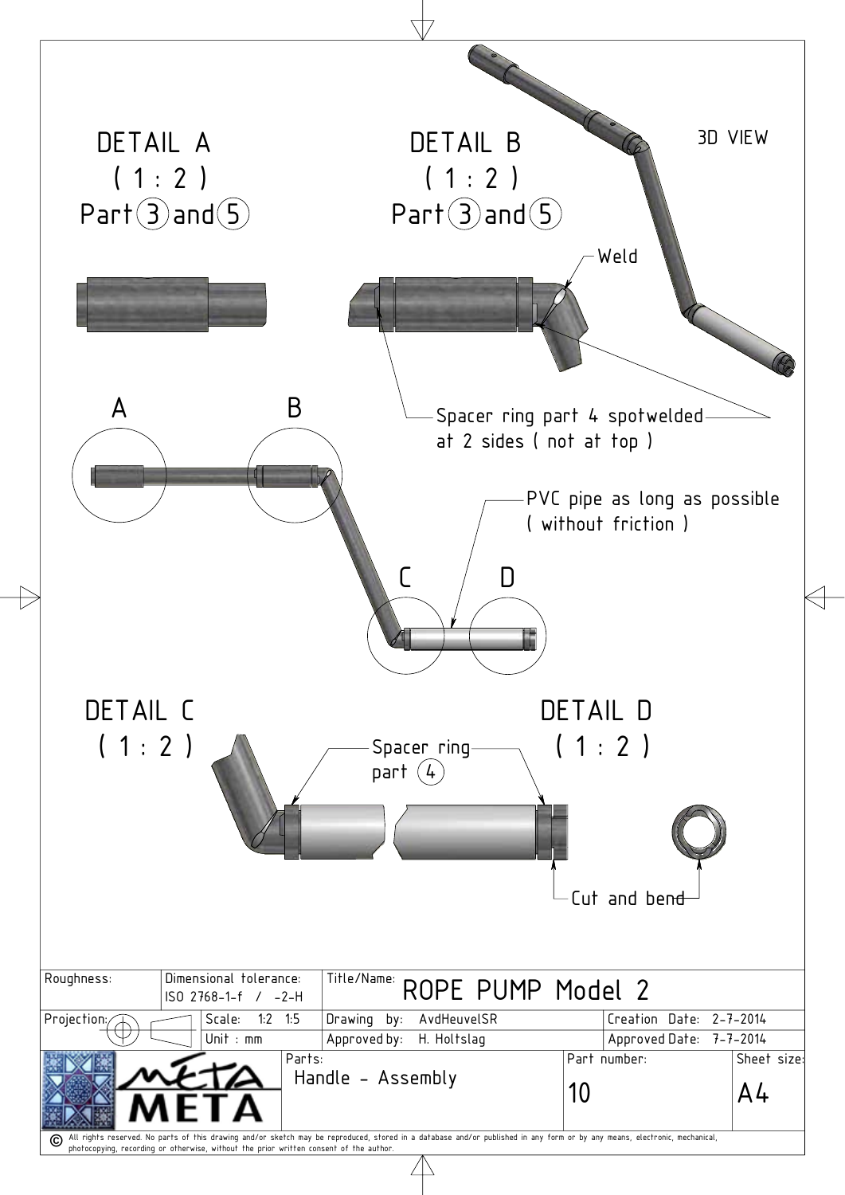## DETAIL A
(1 : 2)
Part 3 and 5

## DETAIL B
(1 : 2)
Part 3 and 5

Weld

3D VIEW

Spacer ring part 4 spotwelded at 2 sides ( not at top )

A

B

PVC pipe as long as possible ( without friction )

C

D

## DETAIL C
(1 : 2)

Spacer ring part 4

## DETAIL D
(1 : 2)

Cut and bend

| Roughness: | Dimensional tolerance: ISO 2768-1-f / -2-H | Title/Name: ROPE PUMP Model 2 | |
|---|---|---|---|
| Projection: | Scale: 1:2 1:5 | Drawing by: AvdHeuvelSR | Creation Date: 2-7-2014 |
| | Unit : mm | Approved by: H. Holtslag | Approved Date: 7-7-2014 |
| META META | Parts: Handle - Assembly | Part number: 10 | Sheet size: A4 |

© All rights reserved. No parts of this drawing and/or sketch may be reproduced, stored in a database and/or published in any form or by any means, electronic, mechanical, photocopying, recording or otherwise, without the prior written consent of the author.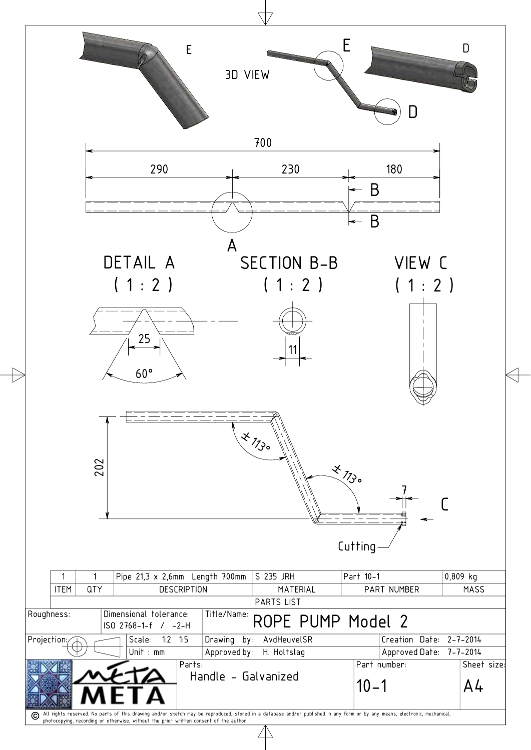E

3D VIEW

E

D

D

700

290 230 180

B

B

A

DETAIL A
( 1 : 2 )

25

60°

SECTION B-B
( 1 : 2 )

11

VIEW C
( 1 : 2 )

202

± 113°

± 113°

7

C

Cutting

| ITEM | QTY | DESCRIPTION | MATERIAL | PART NUMBER | MASS |
|---|---|---|---|---|---|
| 1 | 1 | Pipe 21,3 x 2,6mm Length 700mm | S 235 JRH | Part 10-1 | 0,809 kg |

PARTS LIST

| | | | |
|---|---|---|---|
| Roughness: | Dimensional tolerance: ISO 2768-1-f / -2-H | Title/Name: ROPE PUMP Model 2 | |
| Projection: | Scale: 1:2 1:5 | Drawing by: AvdHeuvelSR | Creation Date: 2-7-2014 |
| | Unit : mm | Approved by: H. Holtslag | Approved Date: 7-7-2014 |
| META | Parts: Handle - Galvanized | Part number: 10-1 | Sheet size: A4 |

© All rights reserved. No parts of this drawing and/or sketch may be reproduced, stored in a database and/or published in any form or by any means, electronic, mechanical, photocopying, recording or otherwise, without the prior written consent of the author.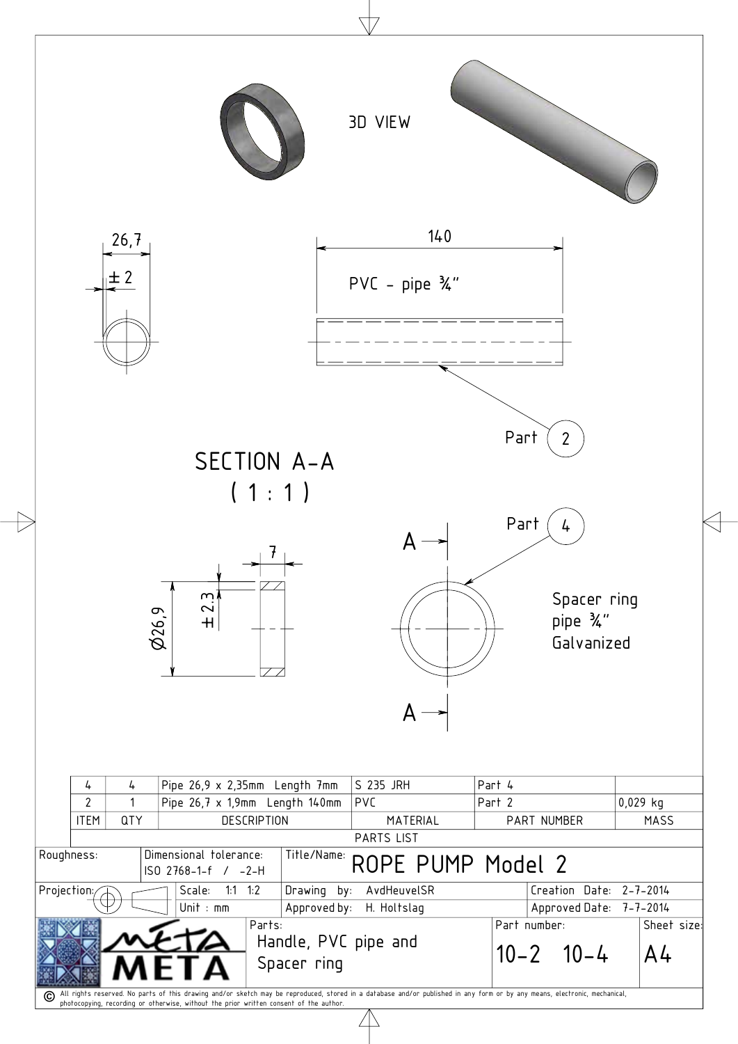3D VIEW

26,7

± 2

140

PVC - pipe ¾"

Part 2

SECTION A-A
( 1 : 1 )

Part 4

7

± 2.3

Ø26,9

A

A

Spacer ring
pipe ¾"
Galvanized

| ITEM | QTY | DESCRIPTION | MATERIAL | PART NUMBER | MASS |
|---|---|---|---|---|---|
| 4 | 4 | Pipe 26,9 x 2,35mm Length 7mm | S 235 JRH | Part 4 | |
| 2 | 1 | Pipe 26,7 x 1,9mm Length 140mm | PVC | Part 2 | 0,029 kg |

PARTS LIST

| | | | |
|---|---|---|---|
| Roughness: | Dimensional tolerance: ISO 2768-1-f / -2-H | Title/Name: ROPE PUMP Model 2 | |
| Projection: | Scale: 1:1 1:2 | Drawing by: AvdHeuvelSR | Creation Date: 2-7-2014 |
| | Unit : mm | Approved by: H. Holtslag | Approved Date: 7-7-2014 |
| META | Parts: Handle, PVC pipe and Spacer ring | Part number: 10-2 10-4 | Sheet size: A4 |

© All rights reserved. No parts of this drawing and/or sketch may be reproduced, stored in a database and/or published in any form or by any means, electronic, mechanical, photocopying, recording or otherwise, without the prior written consent of the author.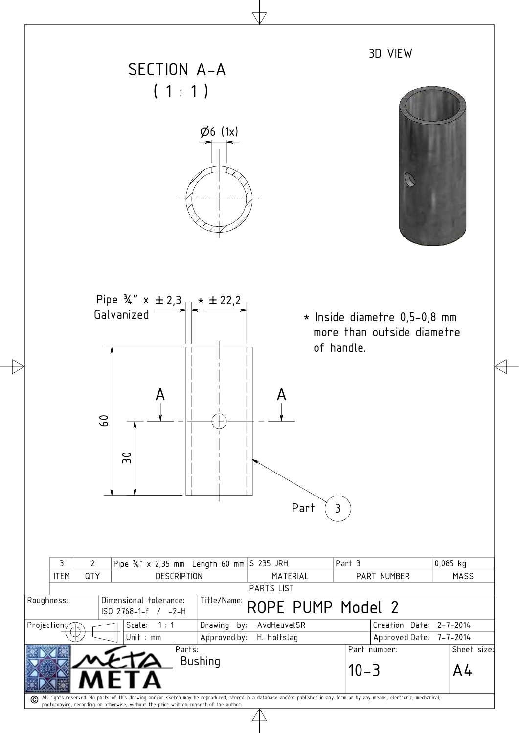## SECTION A-A
( 1 : 1 )

Ø6 (1x)

## 3D VIEW

Pipe ¾" x ± 2,3
Galvanized

* ± 22,2

* Inside diametre 0,5-0,8 mm more than outside diametre of handle.

60

30

A A

Part 3

| ITEM | QTY | DESCRIPTION | MATERIAL | PART NUMBER | MASS |
|---|---|---|---|---|---|
| 3 | 2 | Pipe ¾" x 2,35 mm Length 60 mm | S 235 JRH | Part 3 | 0,085 kg |

PARTS LIST

| | | | |
|---|---|---|---|
| Roughness: | Dimensional tolerance: ISO 2768-1-f / -2-H | Title/Name: ROPE PUMP Model 2 | |
| Projection: | Scale: 1 : 1 / Unit : mm | Drawing by: AvdHeuvelSR / Approved by: H. Holtslag | Creation Date: 2-7-2014 / Approved Date: 7-7-2014 |
| META META | Parts: Bushing | Part number: 10-3 | Sheet size: A4 |

© All rights reserved. No parts of this drawing and/or sketch may be reproduced, stored in a database and/or published in any form or by any means, electronic, mechanical, photocopying, recording or otherwise, without the prior written consent of the author.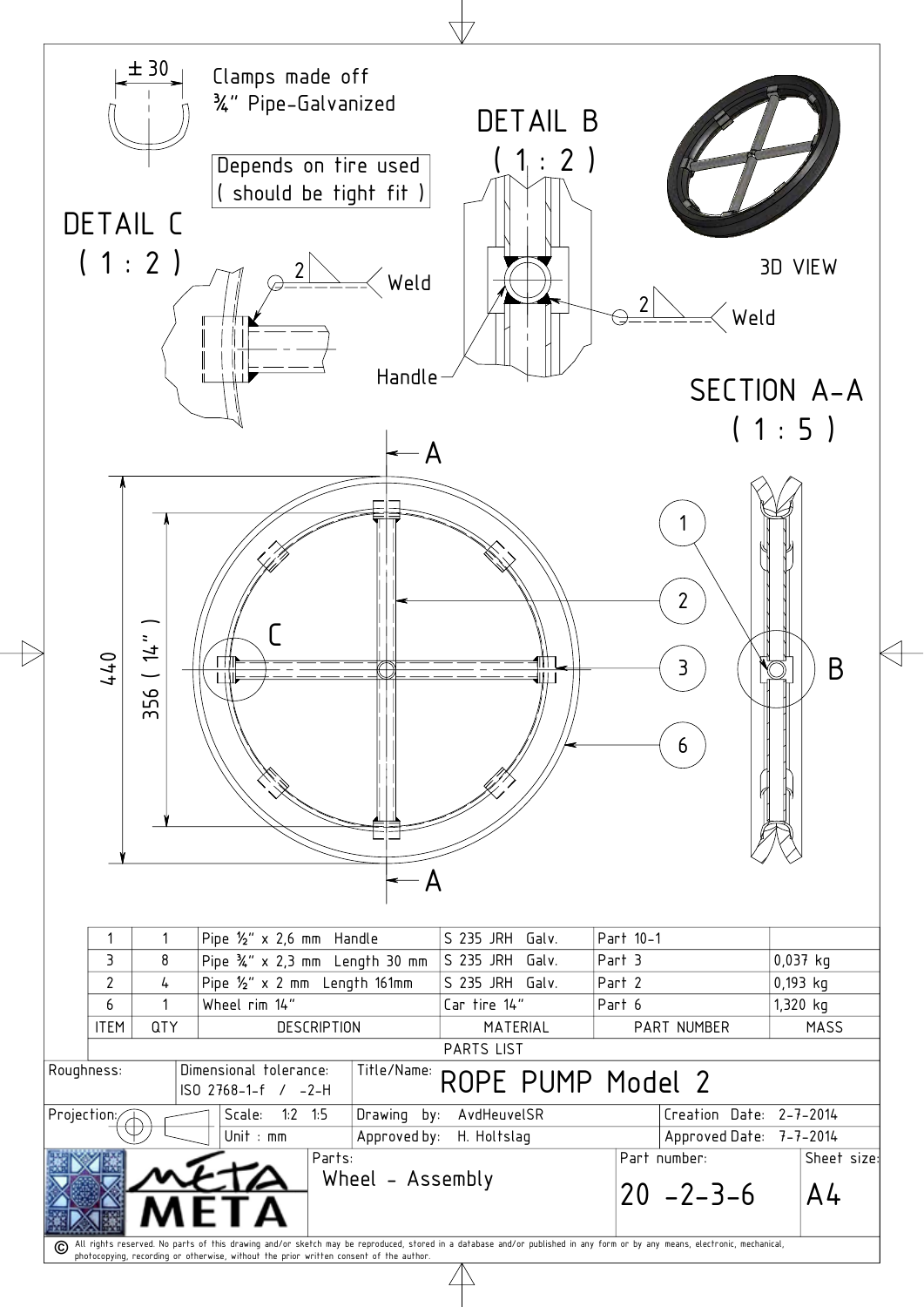± 30

Clamps made off
¾" Pipe-Galvanized

Depends on tire used
( should be tight fit )

## DETAIL C
( 1 : 2 )

2 Weld

## DETAIL B
( 1 : 2 )

2 Weld

Handle

3D VIEW

## SECTION A-A
( 1 : 5 )

A

C

B

440

356 ( 14" )

1

2

3

6

| ITEM | QTY | DESCRIPTION | MATERIAL | PART NUMBER | MASS |
|---|---|---|---|---|---|
| 1 | 1 | Pipe ½" x 2,6 mm Handle | S 235 JRH Galv. | Part 10-1 | |
| 3 | 8 | Pipe ¾" x 2,3 mm Length 30 mm | S 235 JRH Galv. | Part 3 | 0,037 kg |
| 2 | 4 | Pipe ½" x 2 mm Length 161mm | S 235 JRH Galv. | Part 2 | 0,193 kg |
| 6 | 1 | Wheel rim 14" | Car tire 14" | Part 6 | 1,320 kg |

PARTS LIST

| Roughness: | Dimensional tolerance: ISO 2768-1-f / -2-H | Title/Name: ROPE PUMP Model 2 | |
|---|---|---|---|
| Projection: | Scale: 1:2 1:5 | Drawing by: AvdHeuvelSR | Creation Date: 2-7-2014 |
| | Unit : mm | Approved by: H. Holtslag | Approved Date: 7-7-2014 |
| META | Parts: Wheel - Assembly | Part number: 20 -2-3-6 | Sheet size: A4 |

© All rights reserved. No parts of this drawing and/or sketch may be reproduced, stored in a database and/or published in any form or by any means, electronic, mechanical, photocopying, recording or otherwise, without the prior written consent of the author.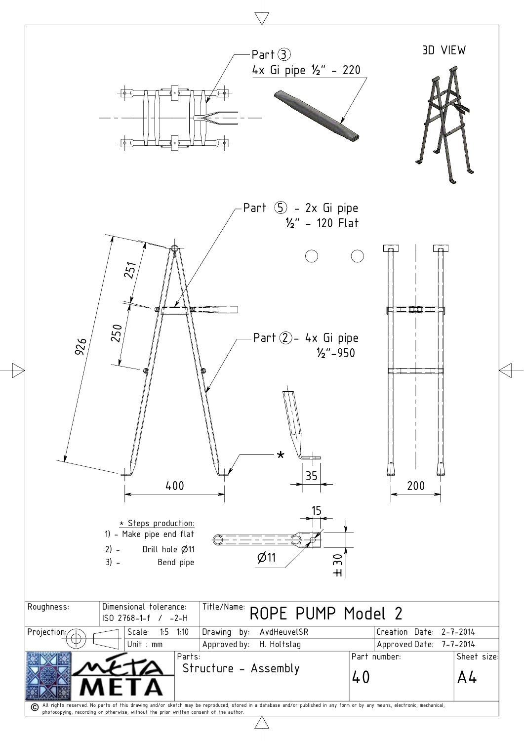3D VIEW

Part ③
4x Gi pipe ½" - 220

Part ⑤ - 2x Gi pipe
½" - 120 Flat

Part ② - 4x Gi pipe
½"-950

926

251

250

400

35

200

15

Ø11

±30

* Steps production:
1) - Make pipe end flat
2) - Drill hole Ø11
3) - Bend pipe

| Roughness: | Dimensional tolerance: ISO 2768-1-f / -2-H | Title/Name: ROPE PUMP Model 2 | |
|---|---|---|---|
| Projection: | Scale: 1:5 1:10 | Drawing by: AvdHeuvelSR | Creation Date: 2-7-2014 |
| | Unit : mm | Approved by: H. Holtslag | Approved Date: 7-7-2014 |
| META | Parts: Structure - Assembly | Part number: 40 | Sheet size: A4 |

© All rights reserved. No parts of this drawing and/or sketch may be reproduced, stored in a database and/or published in any form or by any means, electronic, mechanical, photocopying, recording or otherwise, without the prior written consent of the author.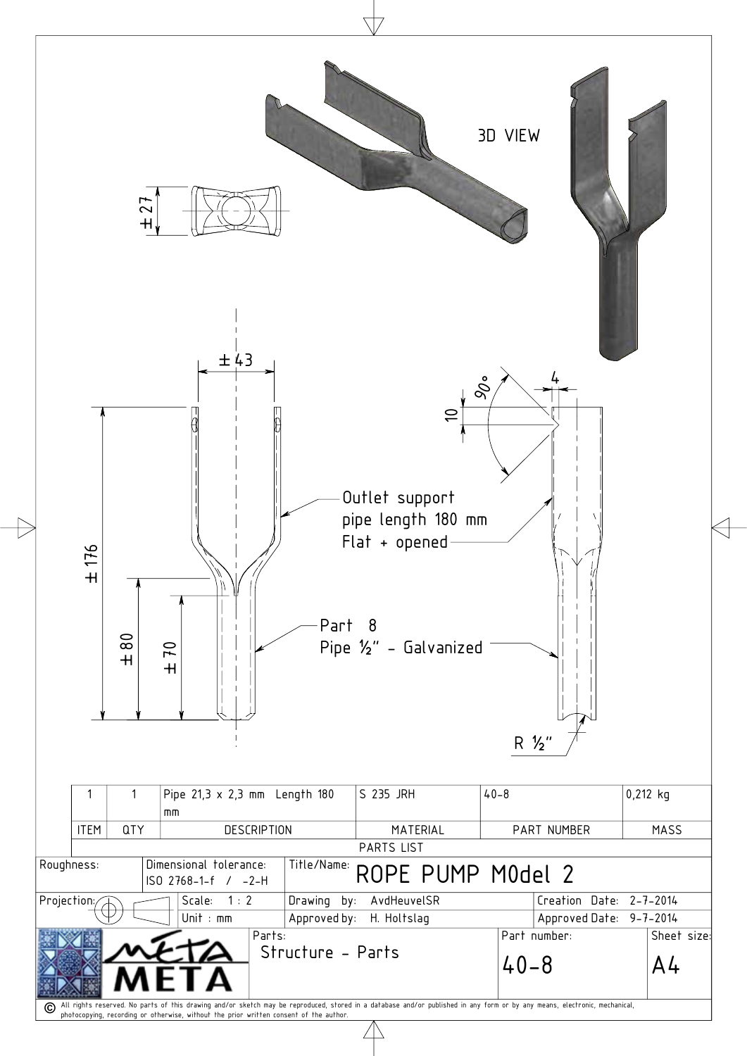3D VIEW

±27

±43

±176

±80

±70

Outlet support
pipe length 180 mm
Flat + opened

Part 8
Pipe ½" - Galvanized

90°

4

10

R ½"

| ITEM | QTY | DESCRIPTION | MATERIAL | PART NUMBER | MASS |
|---|---|---|---|---|---|
| 1 | 1 | Pipe 21,3 x 2,3 mm Length 180 mm | S 235 JRH | 40-8 | 0,212 kg |

PARTS LIST

| | | |
|---|---|---|
| Roughness: | Dimensional tolerance: ISO 2768-1-f / -2-H | Title/Name: ROPE PUMP M0del 2 |
| Projection: | Scale: 1 : 2 | Drawing by: AvdHeuvelSR | Creation Date: 2-7-2014 |
| | Unit : mm | Approved by: H. Holtslag | Approved Date: 9-7-2014 |
| META | Parts: Structure - Parts | Part number: 40-8 | Sheet size: A4 |

© All rights reserved. No parts of this drawing and/or sketch may be reproduced, stored in a database and/or published in any form or by any means, electronic, mechanical, photocopying, recording or otherwise, without the prior written consent of the author.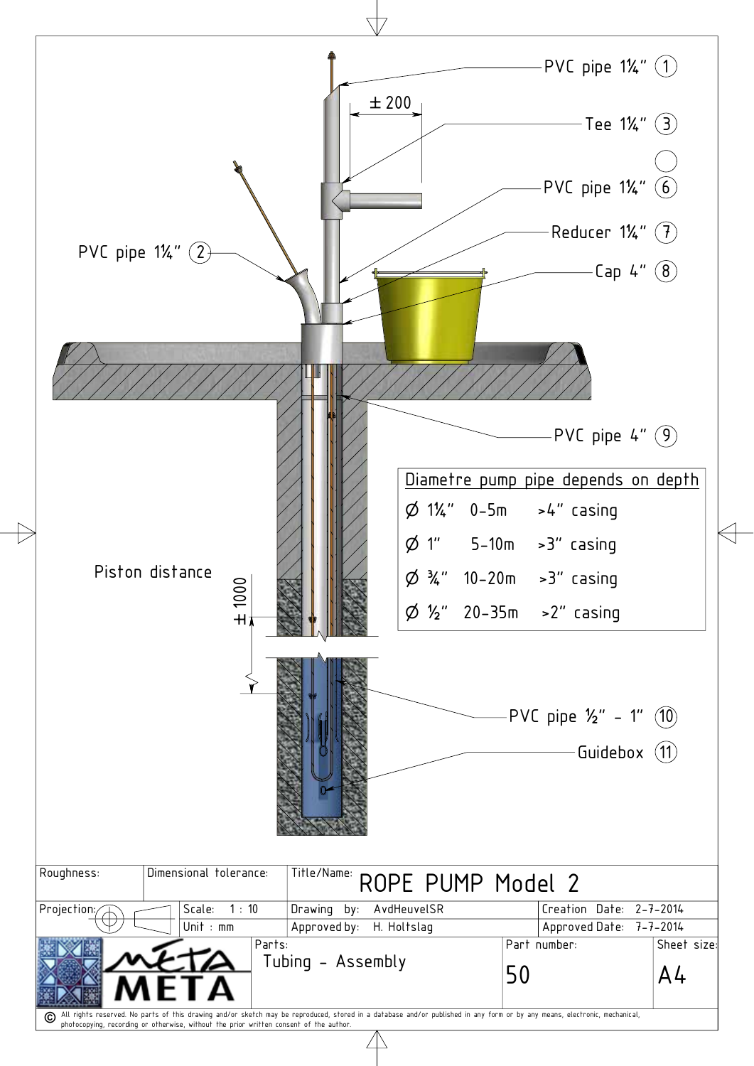PVC pipe 1¼" (1)

Tee 1¼" (3)

PVC pipe 1¼" (6)

Reducer 1¼" (7)

Cap 4" (8)

PVC pipe 1¼" (2)

± 200

PVC pipe 4" (9)

| Diametre pump pipe depends on depth | | |
|---|---|---|
| Ø 1¼" | 0-5m | >4" casing |
| Ø 1" | 5-10m | >3" casing |
| Ø ¾" | 10-20m | >3" casing |
| Ø ½" | 20-35m | >2" casing |

Piston distance ± 1000

PVC pipe ½" - 1" (10)

Guidebox (11)

| Roughness: | Dimensional tolerance: | Title/Name: ROPE PUMP Model 2 | |
|---|---|---|---|
| Projection: | Scale: 1 : 10 | Drawing by: AvdHeuvelSR | Creation Date: 2-7-2014 |
| | Unit : mm | Approved by: H. Holtslag | Approved Date: 7-7-2014 |

| META | Parts: Tubing - Assembly | Part number: 50 | Sheet size: A4 |
|---|---|---|---|

© All rights reserved. No parts of this drawing and/or sketch may be reproduced, stored in a database and/or published in any form or by any means, electronic, mechanical, photocopying, recording or otherwise, without the prior written consent of the author.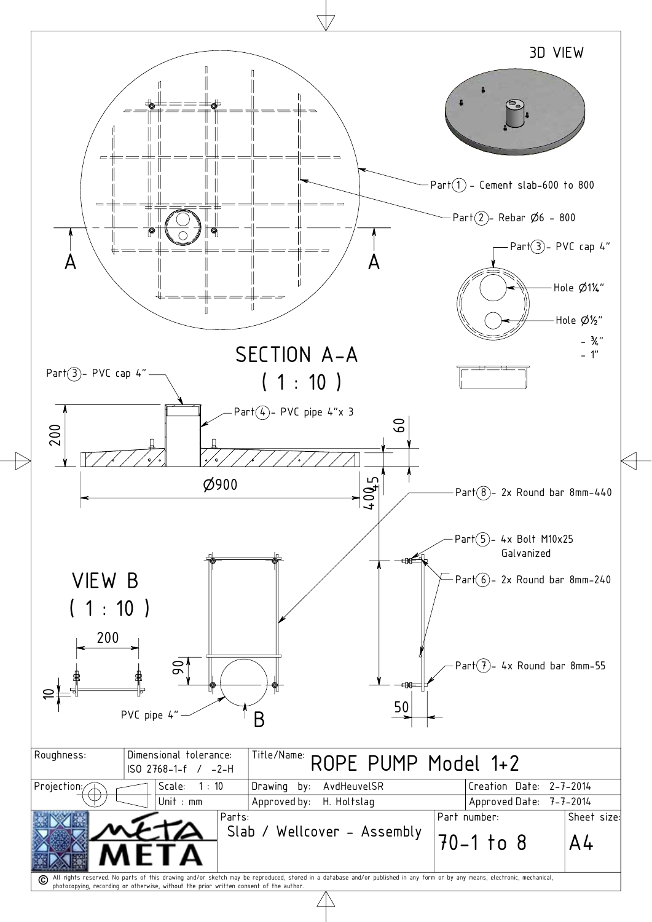3D VIEW

Part(1) - Cement slab-600 to 800

Part(2)- Rebar Ø6 - 800

Part(3)- PVC cap 4"

Hole Ø1¼"

Hole Ø½"
- ¾"
- 1"

A A

## SECTION A-A
## ( 1 : 10 )

Part(3)- PVC cap 4"

Part(4)- PVC pipe 4"x 3

200

60

Ø900

45

400

Part(8)- 2x Round bar 8mm-440

Part(5)- 4x Bolt M10x25 Galvanized

## VIEW B
## ( 1 : 10 )

Part(6)- 2x Round bar 8mm-240

200

90

Part(7)- 4x Round bar 8mm-55

10

PVC pipe 4"

B

50

| Roughness: | Dimensional tolerance: ISO 2768-1-f / -2-H | | Title/Name: ROPE PUMP Model 1+2 | | |
|---|---|---|---|---|---|
| Projection: | | Scale: 1 : 10 | Drawing by: AvdHeuvelSR | Creation Date: 2-7-2014 | |
| | | Unit : mm | Approved by: H. Holtslag | Approved Date: 7-7-2014 | |
| META | | | Parts: Slab / Wellcover - Assembly | Part number: 70-1 to 8 | Sheet size: A4 |

© All rights reserved. No parts of this drawing and/or sketch may be reproduced, stored in a database and/or published in any form or by any means, electronic, mechanical, photocopying, recording or otherwise, without the prior written consent of the author.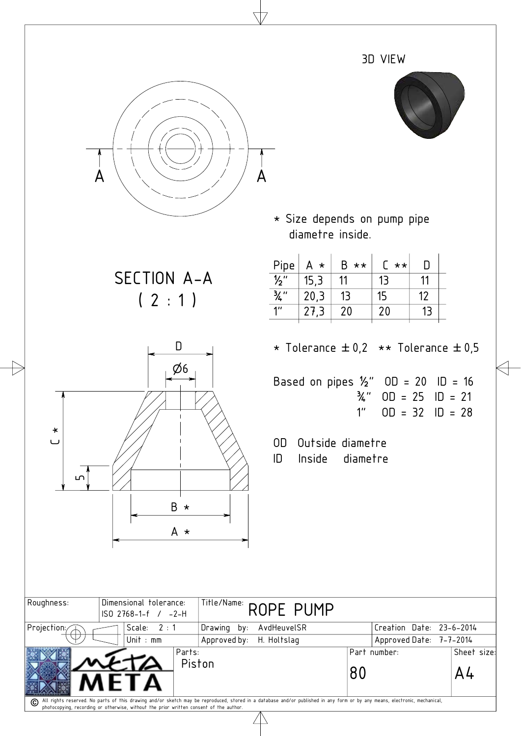3D VIEW

A A

SECTION A-A
( 2 : 1 )

\* Size depends on pump pipe diametre inside.

| Pipe | A \* | B \*\* | C \*\* | D |
|---|---|---|---|---|
| ½" | 15,3 | 11 | 13 | 11 |
| ¾" | 20,3 | 13 | 15 | 12 |
| 1" | 27,3 | 20 | 20 | 13 |

\* Tolerance ± 0,2  \*\* Tolerance ± 0,5

Based on pipes ½"  OD = 20  ID = 16
¾"  OD = 25  ID = 21
1"  OD = 32  ID = 28

OD Outside diametre
ID Inside diametre

D
Ø6
C \*
5
B \*
A \*

| Roughness: | Dimensional tolerance: ISO 2768-1-f / -2-H | Title/Name: ROPE PUMP | |
|---|---|---|---|
| Projection: | Scale: 2 : 1 | Drawing by: AvdHeuvelSR | Creation Date: 23-6-2014 |
| | Unit : mm | Approved by: H. Holtslag | Approved Date: 7-7-2014 |
| META | Parts: Piston | Part number: 80 | Sheet size: A4 |

© All rights reserved. No parts of this drawing and/or sketch may be reproduced, stored in a database and/or published in any form or by any means, electronic, mechanical, photocopying, recording or otherwise, without the prior written consent of the author.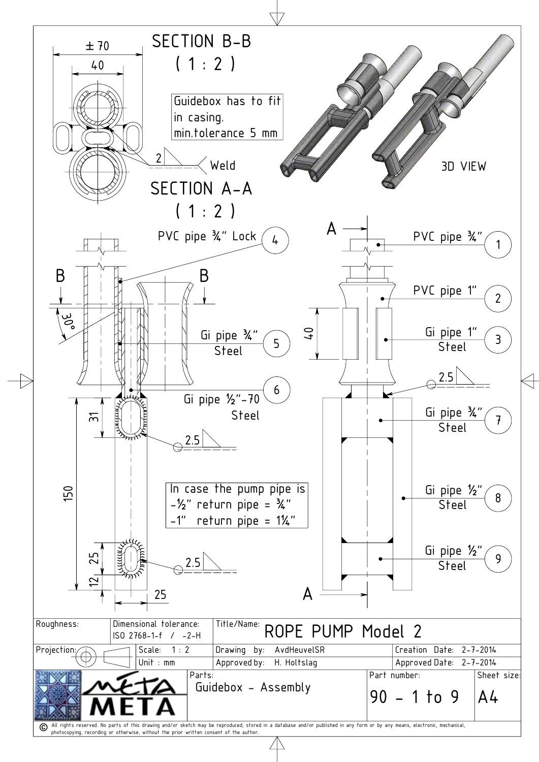## SECTION B-B
( 1 : 2 )

± 70

40

Guidebox has to fit in casing.
min.tolerance 5 mm

2 Weld

## SECTION A-A
( 1 : 2 )

3D VIEW

4 — PVC pipe ¾" Lock

B B

30°

5 — Gi pipe ¾" Steel

6 — Gi pipe ½"-70 Steel

31

2.5

150

In case the pump pipe is
-½" return pipe = ¾"
-1" return pipe = 1¼"

25

2.5

12

25

A

1 — PVC pipe ¾"

2 — PVC pipe 1"

40

3 — Gi pipe 1" Steel

2.5

7 — Gi pipe ¾" Steel

8 — Gi pipe ½" Steel

9 — Gi pipe ½" Steel

A

| Roughness: | Dimensional tolerance: ISO 2768-1-f / -2-H | Title/Name: ROPE PUMP Model 2 | |
|---|---|---|---|
| Projection: | Scale: 1 : 2 / Unit : mm | Drawing by: AvdHeuvelSR / Approved by: H. Holtslag | Creation Date: 2-7-2014 / Approved Date: 2-7-2014 |
| META | Parts: Guidebox - Assembly | Part number: 90 - 1 to 9 | Sheet size: A4 |

© All rights reserved. No parts of this drawing and/or sketch may be reproduced, stored in a database and/or published in any form or by any means, electronic, mechanical, photocopying, recording or otherwise, without the prior written consent of the author.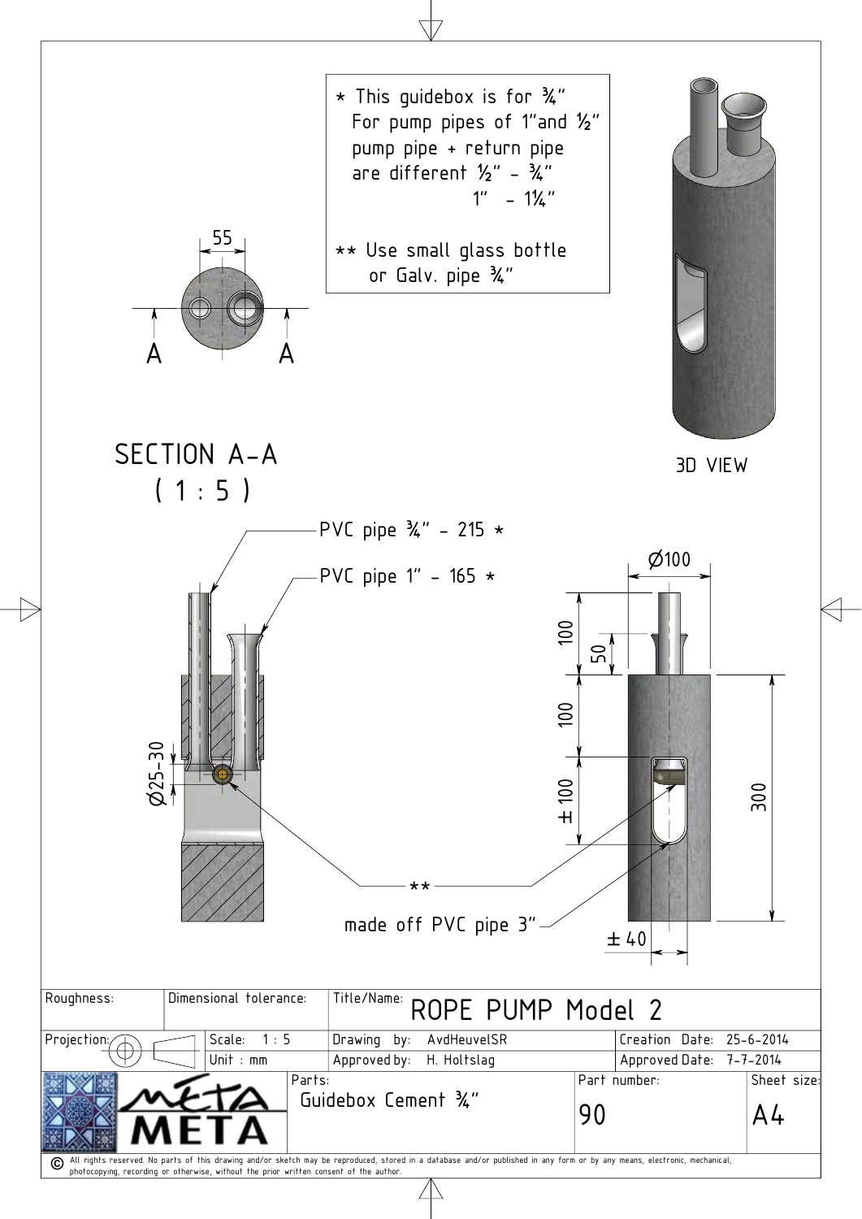\* This guidebox is for ¾"
For pump pipes of 1" and ½"
pump pipe + return pipe
are different ½" - ¾"
1" - 1¼"

\*\* Use small glass bottle
or Galv. pipe ¾"

55

A A

SECTION A-A
( 1 : 5 )

3D VIEW

PVC pipe ¾" - 215 *

PVC pipe 1" - 165 *

Ø100

100

50

100

±100

300

Ø25-30

\*\*

made off PVC pipe 3"

±40

| Roughness: | Dimensional tolerance: | Title/Name: ROPE PUMP Model 2 | |
|---|---|---|---|
| Projection: | Scale: 1 : 5 | Drawing by: AvdHeuvelSR | Creation Date: 25-6-2014 |
| | Unit : mm | Approved by: H. Holtslag | Approved Date: 7-7-2014 |
| META | Parts: Guidebox Cement ¾" | Part number: 90 | Sheet size: A4 |

© All rights reserved. No parts of this drawing and/or sketch may be reproduced, stored in a database and/or published in any form or by any means, electronic, mechanical, photocopying, recording or otherwise, without the prior written consent of the author.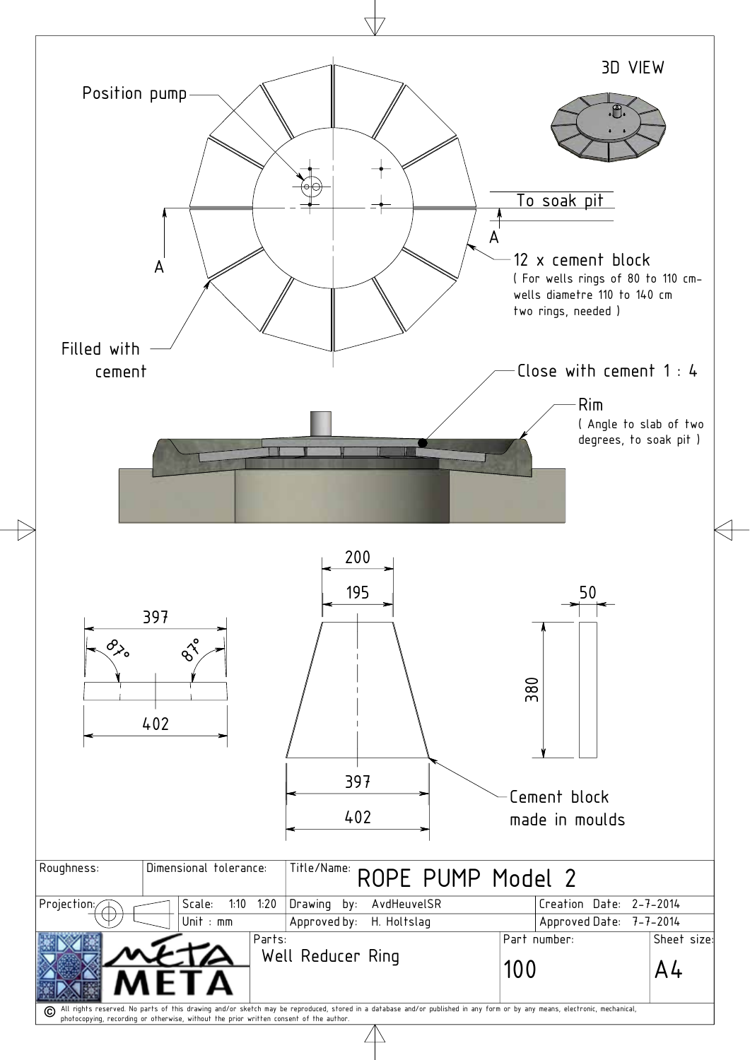3D VIEW

Position pump

To soak pit

A

A

12 x cement block
( For wells rings of 80 to 110 cm-
wells diametre 110 to 140 cm
two rings, needed )

Filled with
cement

Close with cement 1 : 4

Rim
( Angle to slab of two
degrees, to soak pit )

397

87°

87°

402

200

195

50

380

397

402

Cement block
made in moulds

| | | | | | |
|---|---|---|---|---|---|
| Roughness: | Dimensional tolerance: | Title/Name: ROPE PUMP Model 2 | | | |
| Projection: | Scale: 1:10 1:20 | Drawing by: AvdHeuvelSR | | Creation Date: 2-7-2014 | |
| | Unit : mm | Approved by: H. Holtslag | | Approved Date: 7-7-2014 | |
| META | Parts: Well Reducer Ring | | Part number: 100 | | Sheet size: A4 |

© All rights reserved. No parts of this drawing and/or sketch may be reproduced, stored in a database and/or published in any form or by any means, electronic, mechanical, photocopying, recording or otherwise, without the prior written consent of the author.